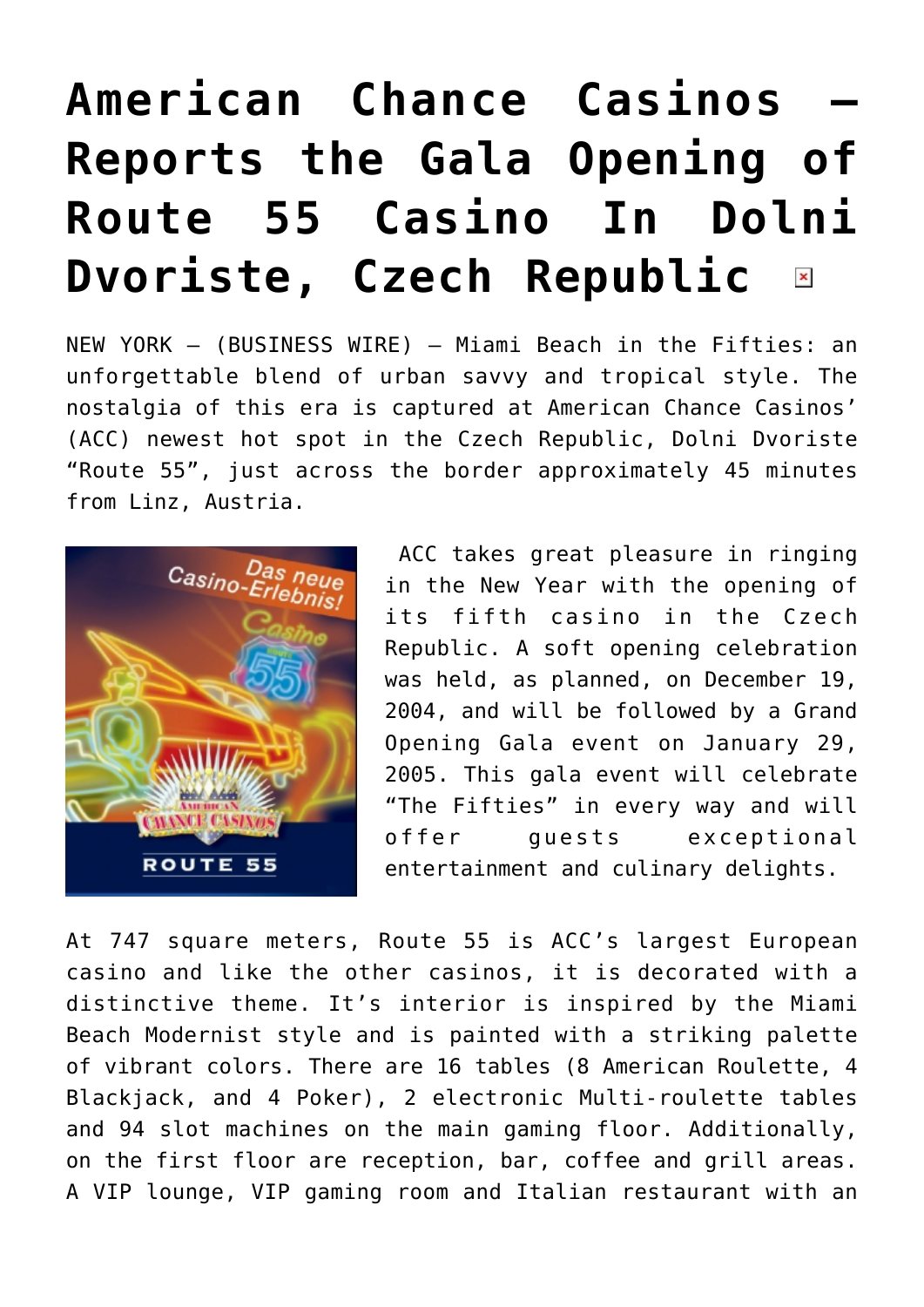# American Chance Casinos – Reports the Gala Opening of Route 55 Casino In Dolni Dvoriste, Czech Republic

NEW YORK – (BUSINESS WIRE) – Miami Beach in the Fifties: an unforgettable blend of urban savvy and tropical style. The nostalgia of this era is captured at American Chance Casinos' (ACC) newest hot spot in the Czech Republic, Dolni Dvoriste "Route 55", just across the border approximately 45 minutes from Linz, Austria.

ACC takes great pleasure in ringing in the New Year with the opening of its fifth casino in the Czech Republic. A soft opening celebration was held, as planned, on December 19, 2004, and will be followed by a Grand Opening Gala event on January 29, 2005. This gala event will celebrate "The Fifties" in every way and will offer guests exceptional entertainment and culinary delights.

At 747 square meters, Route 55 is ACC's largest European casino and like the other casinos, it is decorated with a distinctive theme. It's interior is inspired by the Miami Beach Modernist style and is painted with a striking palette of vibrant colors. There are 16 tables (8 American Roulette, 4 Blackjack, and 4 Poker), 2 electronic Multi-roulette tables and 94 slot machines on the main gaming floor. Additionally, on the first floor are reception, bar, coffee and grill areas. A VIP lounge, VIP gaming room and Italian restaurant with an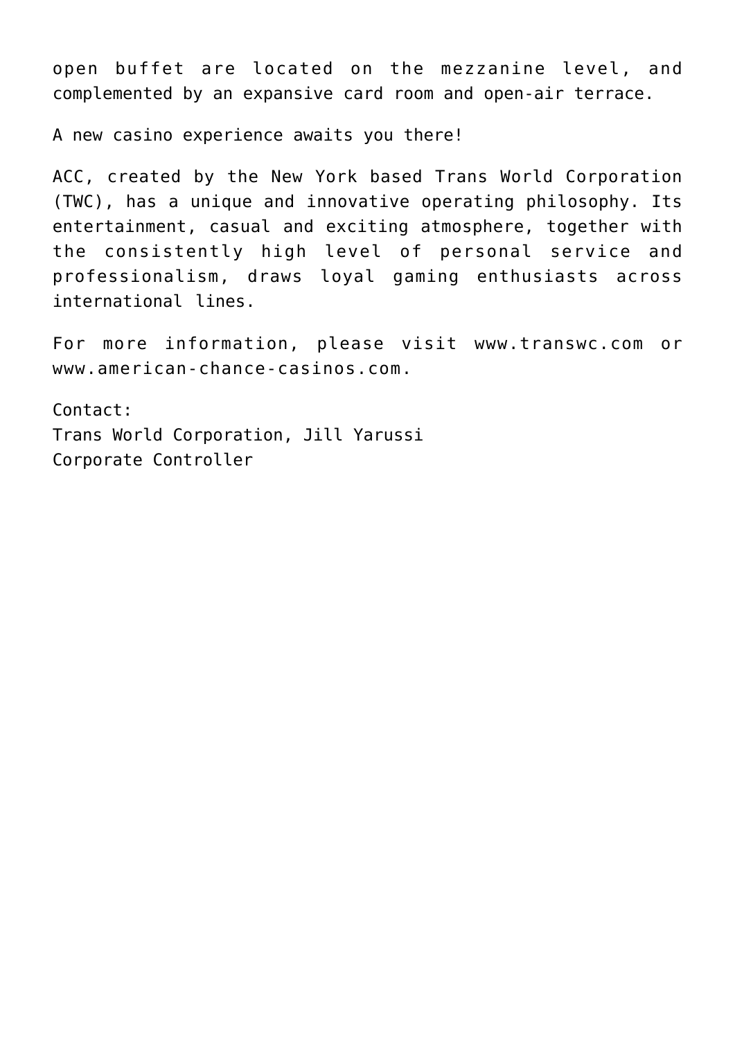open buffet are located on the mezzanine level, and complemented by an expansive card room and open-air terrace.

A new casino experience awaits you there!

ACC, created by the New York based Trans World Corporation (TWC), has a unique and innovative operating philosophy. Its entertainment, casual and exciting atmosphere, together with the consistently high level of personal service and professionalism, draws loyal gaming enthusiasts across international lines.

For more information, please visit www.transwc.com or www.american-chance-casinos.com.

Contact:
Trans World Corporation, Jill Yarussi
Corporate Controller